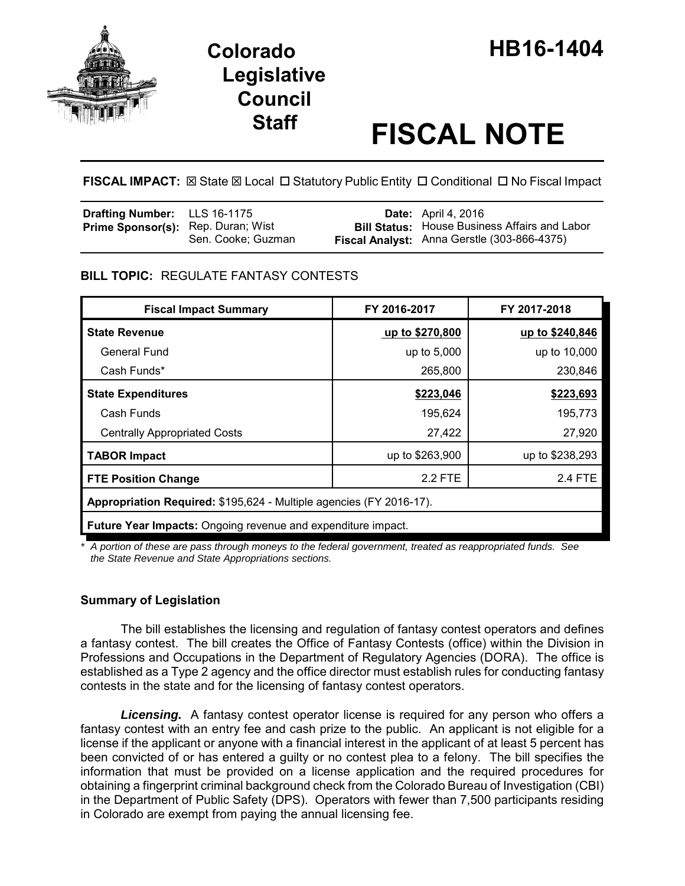# Colorado Legislative Council Staff

# HB16-1404

# FISCAL NOTE

**FISCAL IMPACT:** ☒ State ☒ Local ☐ Statutory Public Entity ☐ Conditional ☐ No Fiscal Impact

| | | | |
|---|---|---|---|
| **Drafting Number:** | LLS 16-1175 | **Date:** | April 4, 2016 |
| **Prime Sponsor(s):** | Rep. Duran; Wist<br>Sen. Cooke; Guzman | **Bill Status:** | House Business Affairs and Labor |
| | | **Fiscal Analyst:** | Anna Gerstle (303-866-4375) |

## BILL TOPIC: REGULATE FANTASY CONTESTS

| Fiscal Impact Summary | FY 2016-2017 | FY 2017-2018 |
|---|---|---|
| **State Revenue** | **up to $270,800** | **up to $240,846** |
| General Fund | up to 5,000 | up to 10,000 |
| Cash Funds* | 265,800 | 230,846 |
| **State Expenditures** | **$223,046** | **$223,693** |
| Cash Funds | 195,624 | 195,773 |
| Centrally Appropriated Costs | 27,422 | 27,920 |
| **TABOR Impact** | up to $263,900 | up to $238,293 |
| **FTE Position Change** | 2.2 FTE | 2.4 FTE |
| **Appropriation Required:** $195,624 - Multiple agencies (FY 2016-17). | | |
| **Future Year Impacts:** Ongoing revenue and expenditure impact. | | |

*\* A portion of these are pass through moneys to the federal government, treated as reappropriated funds. See the State Revenue and State Appropriations sections.*

### Summary of Legislation

The bill establishes the licensing and regulation of fantasy contest operators and defines a fantasy contest. The bill creates the Office of Fantasy Contests (office) within the Division in Professions and Occupations in the Department of Regulatory Agencies (DORA). The office is established as a Type 2 agency and the office director must establish rules for conducting fantasy contests in the state and for the licensing of fantasy contest operators.

***Licensing.*** A fantasy contest operator license is required for any person who offers a fantasy contest with an entry fee and cash prize to the public. An applicant is not eligible for a license if the applicant or anyone with a financial interest in the applicant of at least 5 percent has been convicted of or has entered a guilty or no contest plea to a felony. The bill specifies the information that must be provided on a license application and the required procedures for obtaining a fingerprint criminal background check from the Colorado Bureau of Investigation (CBI) in the Department of Public Safety (DPS). Operators with fewer than 7,500 participants residing in Colorado are exempt from paying the annual licensing fee.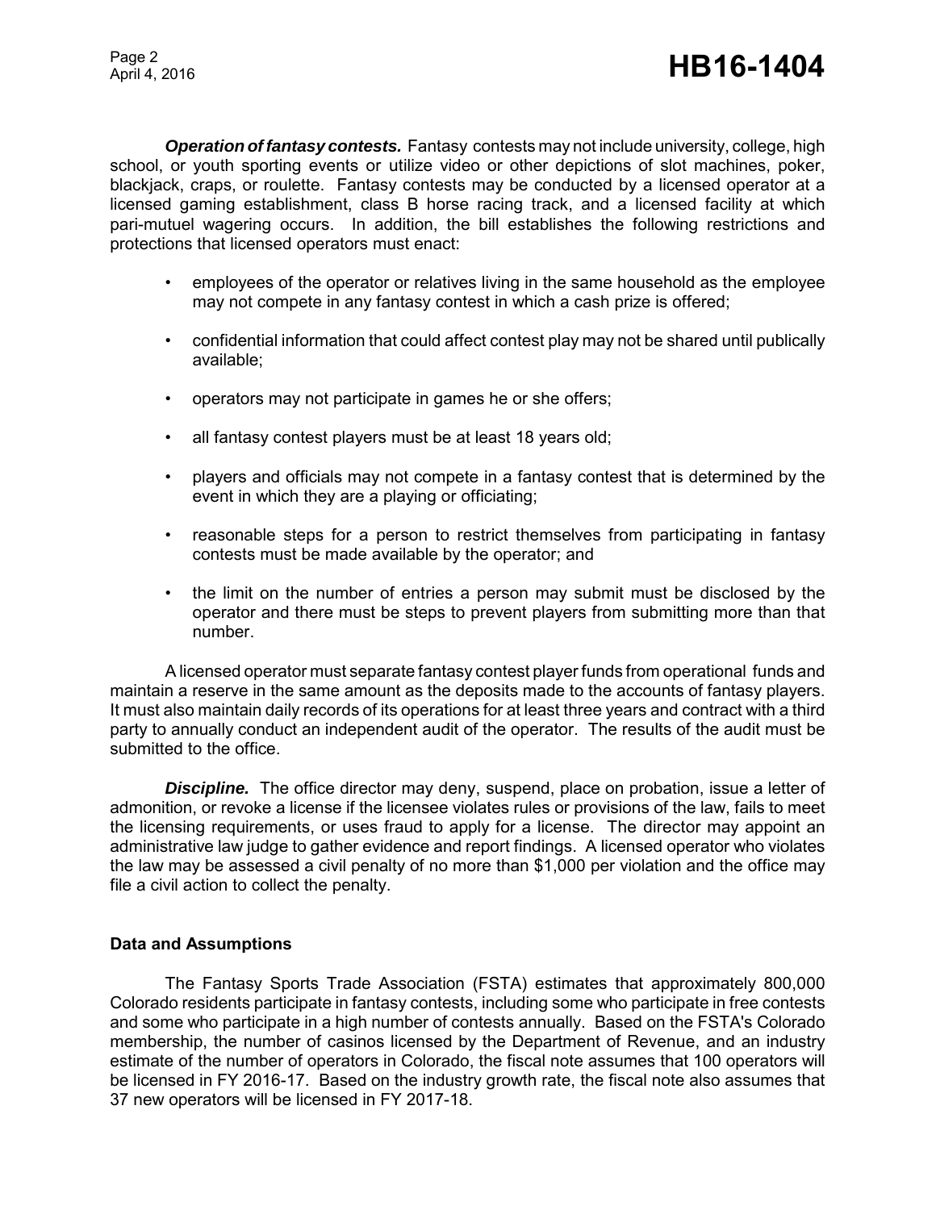***Operation of fantasy contests.*** Fantasy contests may not include university, college, high school, or youth sporting events or utilize video or other depictions of slot machines, poker, blackjack, craps, or roulette. Fantasy contests may be conducted by a licensed operator at a licensed gaming establishment, class B horse racing track, and a licensed facility at which pari-mutuel wagering occurs. In addition, the bill establishes the following restrictions and protections that licensed operators must enact:

- employees of the operator or relatives living in the same household as the employee may not compete in any fantasy contest in which a cash prize is offered;
- confidential information that could affect contest play may not be shared until publically available;
- operators may not participate in games he or she offers;
- all fantasy contest players must be at least 18 years old;
- players and officials may not compete in a fantasy contest that is determined by the event in which they are a playing or officiating;
- reasonable steps for a person to restrict themselves from participating in fantasy contests must be made available by the operator; and
- the limit on the number of entries a person may submit must be disclosed by the operator and there must be steps to prevent players from submitting more than that number.

A licensed operator must separate fantasy contest player funds from operational funds and maintain a reserve in the same amount as the deposits made to the accounts of fantasy players. It must also maintain daily records of its operations for at least three years and contract with a third party to annually conduct an independent audit of the operator. The results of the audit must be submitted to the office.

***Discipline.*** The office director may deny, suspend, place on probation, issue a letter of admonition, or revoke a license if the licensee violates rules or provisions of the law, fails to meet the licensing requirements, or uses fraud to apply for a license. The director may appoint an administrative law judge to gather evidence and report findings. A licensed operator who violates the law may be assessed a civil penalty of no more than $1,000 per violation and the office may file a civil action to collect the penalty.

### Data and Assumptions

The Fantasy Sports Trade Association (FSTA) estimates that approximately 800,000 Colorado residents participate in fantasy contests, including some who participate in free contests and some who participate in a high number of contests annually. Based on the FSTA's Colorado membership, the number of casinos licensed by the Department of Revenue, and an industry estimate of the number of operators in Colorado, the fiscal note assumes that 100 operators will be licensed in FY 2016-17. Based on the industry growth rate, the fiscal note also assumes that 37 new operators will be licensed in FY 2017-18.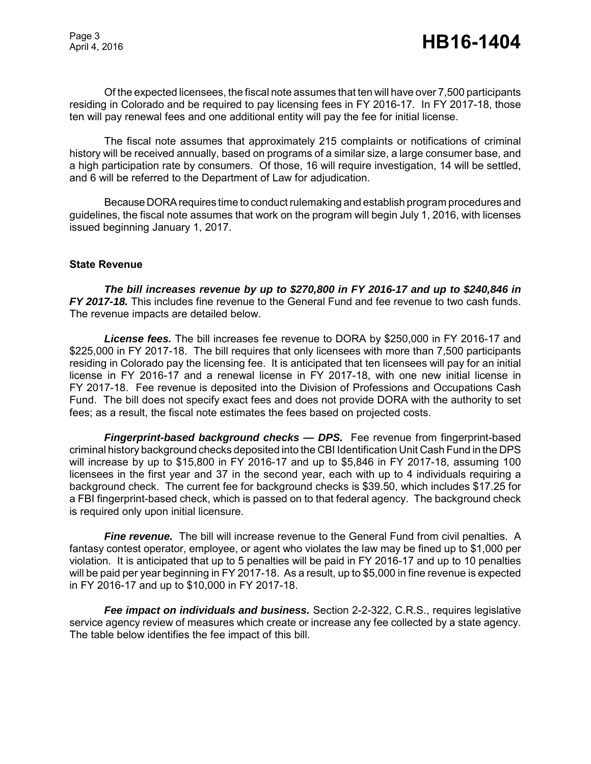Of the expected licensees, the fiscal note assumes that ten will have over 7,500 participants residing in Colorado and be required to pay licensing fees in FY 2016-17. In FY 2017-18, those ten will pay renewal fees and one additional entity will pay the fee for initial license.

The fiscal note assumes that approximately 215 complaints or notifications of criminal history will be received annually, based on programs of a similar size, a large consumer base, and a high participation rate by consumers. Of those, 16 will require investigation, 14 will be settled, and 6 will be referred to the Department of Law for adjudication.

Because DORA requires time to conduct rulemaking and establish program procedures and guidelines, the fiscal note assumes that work on the program will begin July 1, 2016, with licenses issued beginning January 1, 2017.

**State Revenue**

***The bill increases revenue by up to $270,800 in FY 2016-17 and up to $240,846 in FY 2017-18.*** This includes fine revenue to the General Fund and fee revenue to two cash funds. The revenue impacts are detailed below.

***License fees.*** The bill increases fee revenue to DORA by $250,000 in FY 2016-17 and $225,000 in FY 2017-18. The bill requires that only licensees with more than 7,500 participants residing in Colorado pay the licensing fee. It is anticipated that ten licensees will pay for an initial license in FY 2016-17 and a renewal license in FY 2017-18, with one new initial license in FY 2017-18. Fee revenue is deposited into the Division of Professions and Occupations Cash Fund. The bill does not specify exact fees and does not provide DORA with the authority to set fees; as a result, the fiscal note estimates the fees based on projected costs.

***Fingerprint-based background checks — DPS.*** Fee revenue from fingerprint-based criminal history background checks deposited into the CBI Identification Unit Cash Fund in the DPS will increase by up to $15,800 in FY 2016-17 and up to $5,846 in FY 2017-18, assuming 100 licensees in the first year and 37 in the second year, each with up to 4 individuals requiring a background check. The current fee for background checks is $39.50, which includes $17.25 for a FBI fingerprint-based check, which is passed on to that federal agency. The background check is required only upon initial licensure.

***Fine revenue.*** The bill will increase revenue to the General Fund from civil penalties. A fantasy contest operator, employee, or agent who violates the law may be fined up to $1,000 per violation. It is anticipated that up to 5 penalties will be paid in FY 2016-17 and up to 10 penalties will be paid per year beginning in FY 2017-18. As a result, up to $5,000 in fine revenue is expected in FY 2016-17 and up to $10,000 in FY 2017-18.

***Fee impact on individuals and business.*** Section 2-2-322, C.R.S., requires legislative service agency review of measures which create or increase any fee collected by a state agency. The table below identifies the fee impact of this bill.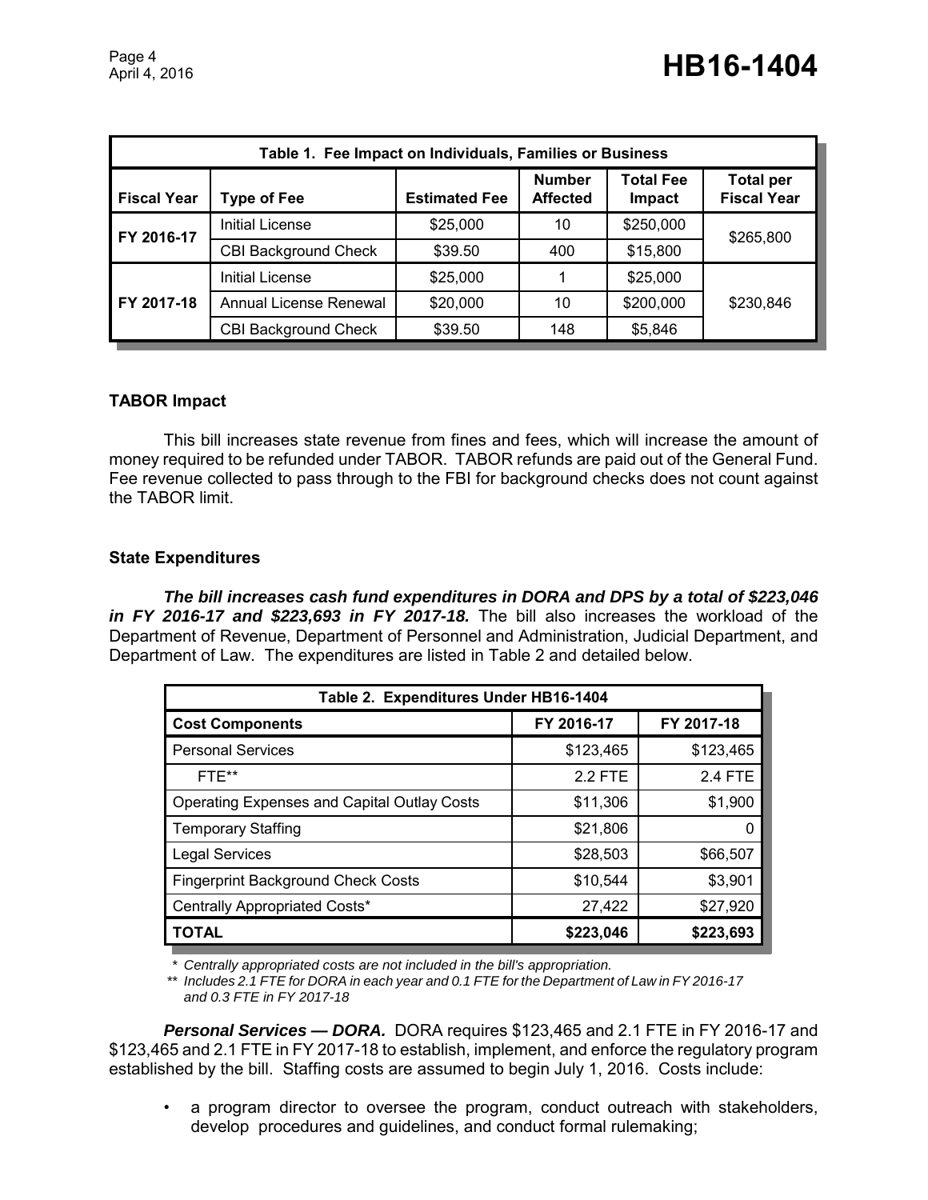| Table 1. Fee Impact on Individuals, Families or Business | | | | | |
|---|---|---|---|---|---|
| **Fiscal Year** | **Type of Fee** | **Estimated Fee** | **Number Affected** | **Total Fee Impact** | **Total per Fiscal Year** |
| FY 2016-17 | Initial License | $25,000 | 10 | $250,000 | $265,800 |
| | CBI Background Check | $39.50 | 400 | $15,800 | |
| FY 2017-18 | Initial License | $25,000 | 1 | $25,000 | $230,846 |
| | Annual License Renewal | $20,000 | 10 | $200,000 | |
| | CBI Background Check | $39.50 | 148 | $5,846 | |

### TABOR Impact

This bill increases state revenue from fines and fees, which will increase the amount of money required to be refunded under TABOR. TABOR refunds are paid out of the General Fund. Fee revenue collected to pass through to the FBI for background checks does not count against the TABOR limit.

### State Expenditures

***The bill increases cash fund expenditures in DORA and DPS by a total of $223,046 in FY 2016-17 and $223,693 in FY 2017-18.*** The bill also increases the workload of the Department of Revenue, Department of Personnel and Administration, Judicial Department, and Department of Law. The expenditures are listed in Table 2 and detailed below.

| Table 2. Expenditures Under HB16-1404 | | |
|---|---|---|
| **Cost Components** | **FY 2016-17** | **FY 2017-18** |
| Personal Services | $123,465 | $123,465 |
| FTE** | 2.2 FTE | 2.4 FTE |
| Operating Expenses and Capital Outlay Costs | $11,306 | $1,900 |
| Temporary Staffing | $21,806 | 0 |
| Legal Services | $28,503 | $66,507 |
| Fingerprint Background Check Costs | $10,544 | $3,901 |
| Centrally Appropriated Costs* | 27,422 | $27,920 |
| **TOTAL** | **$223,046** | **$223,693** |

*\* Centrally appropriated costs are not included in the bill's appropriation.*
*\*\* Includes 2.1 FTE for DORA in each year and 0.1 FTE for the Department of Law in FY 2016-17 and 0.3 FTE in FY 2017-18*

***Personal Services — DORA.*** DORA requires $123,465 and 2.1 FTE in FY 2016-17 and $123,465 and 2.1 FTE in FY 2017-18 to establish, implement, and enforce the regulatory program established by the bill. Staffing costs are assumed to begin July 1, 2016. Costs include:

- a program director to oversee the program, conduct outreach with stakeholders, develop procedures and guidelines, and conduct formal rulemaking;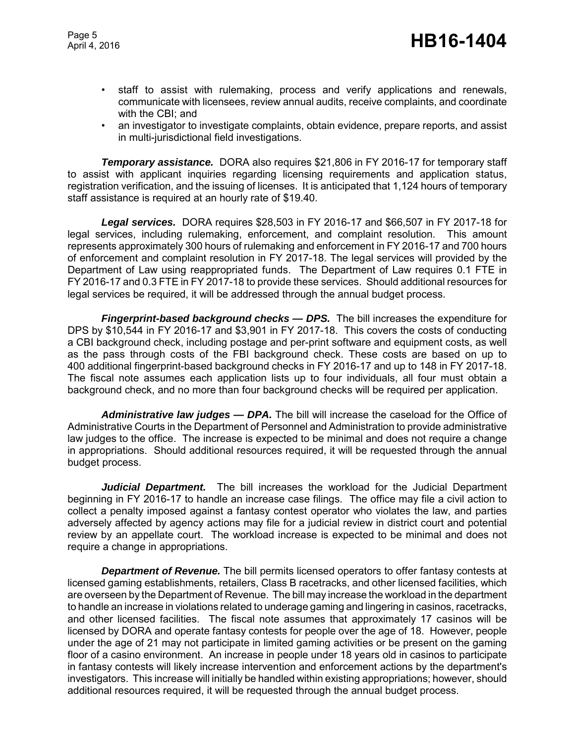- staff to assist with rulemaking, process and verify applications and renewals, communicate with licensees, review annual audits, receive complaints, and coordinate with the CBI; and
- an investigator to investigate complaints, obtain evidence, prepare reports, and assist in multi-jurisdictional field investigations.

***Temporary assistance.*** DORA also requires $21,806 in FY 2016-17 for temporary staff to assist with applicant inquiries regarding licensing requirements and application status, registration verification, and the issuing of licenses. It is anticipated that 1,124 hours of temporary staff assistance is required at an hourly rate of $19.40.

***Legal services.*** DORA requires $28,503 in FY 2016-17 and $66,507 in FY 2017-18 for legal services, including rulemaking, enforcement, and complaint resolution. This amount represents approximately 300 hours of rulemaking and enforcement in FY 2016-17 and 700 hours of enforcement and complaint resolution in FY 2017-18. The legal services will provided by the Department of Law using reappropriated funds. The Department of Law requires 0.1 FTE in FY 2016-17 and 0.3 FTE in FY 2017-18 to provide these services. Should additional resources for legal services be required, it will be addressed through the annual budget process.

***Fingerprint-based background checks — DPS.*** The bill increases the expenditure for DPS by $10,544 in FY 2016-17 and $3,901 in FY 2017-18. This covers the costs of conducting a CBI background check, including postage and per-print software and equipment costs, as well as the pass through costs of the FBI background check. These costs are based on up to 400 additional fingerprint-based background checks in FY 2016-17 and up to 148 in FY 2017-18. The fiscal note assumes each application lists up to four individuals, all four must obtain a background check, and no more than four background checks will be required per application.

***Administrative law judges — DPA.*** The bill will increase the caseload for the Office of Administrative Courts in the Department of Personnel and Administration to provide administrative law judges to the office. The increase is expected to be minimal and does not require a change in appropriations. Should additional resources required, it will be requested through the annual budget process.

***Judicial Department.*** The bill increases the workload for the Judicial Department beginning in FY 2016-17 to handle an increase case filings. The office may file a civil action to collect a penalty imposed against a fantasy contest operator who violates the law, and parties adversely affected by agency actions may file for a judicial review in district court and potential review by an appellate court. The workload increase is expected to be minimal and does not require a change in appropriations.

***Department of Revenue.*** The bill permits licensed operators to offer fantasy contests at licensed gaming establishments, retailers, Class B racetracks, and other licensed facilities, which are overseen by the Department of Revenue. The bill may increase the workload in the department to handle an increase in violations related to underage gaming and lingering in casinos, racetracks, and other licensed facilities. The fiscal note assumes that approximately 17 casinos will be licensed by DORA and operate fantasy contests for people over the age of 18. However, people under the age of 21 may not participate in limited gaming activities or be present on the gaming floor of a casino environment. An increase in people under 18 years old in casinos to participate in fantasy contests will likely increase intervention and enforcement actions by the department's investigators. This increase will initially be handled within existing appropriations; however, should additional resources required, it will be requested through the annual budget process.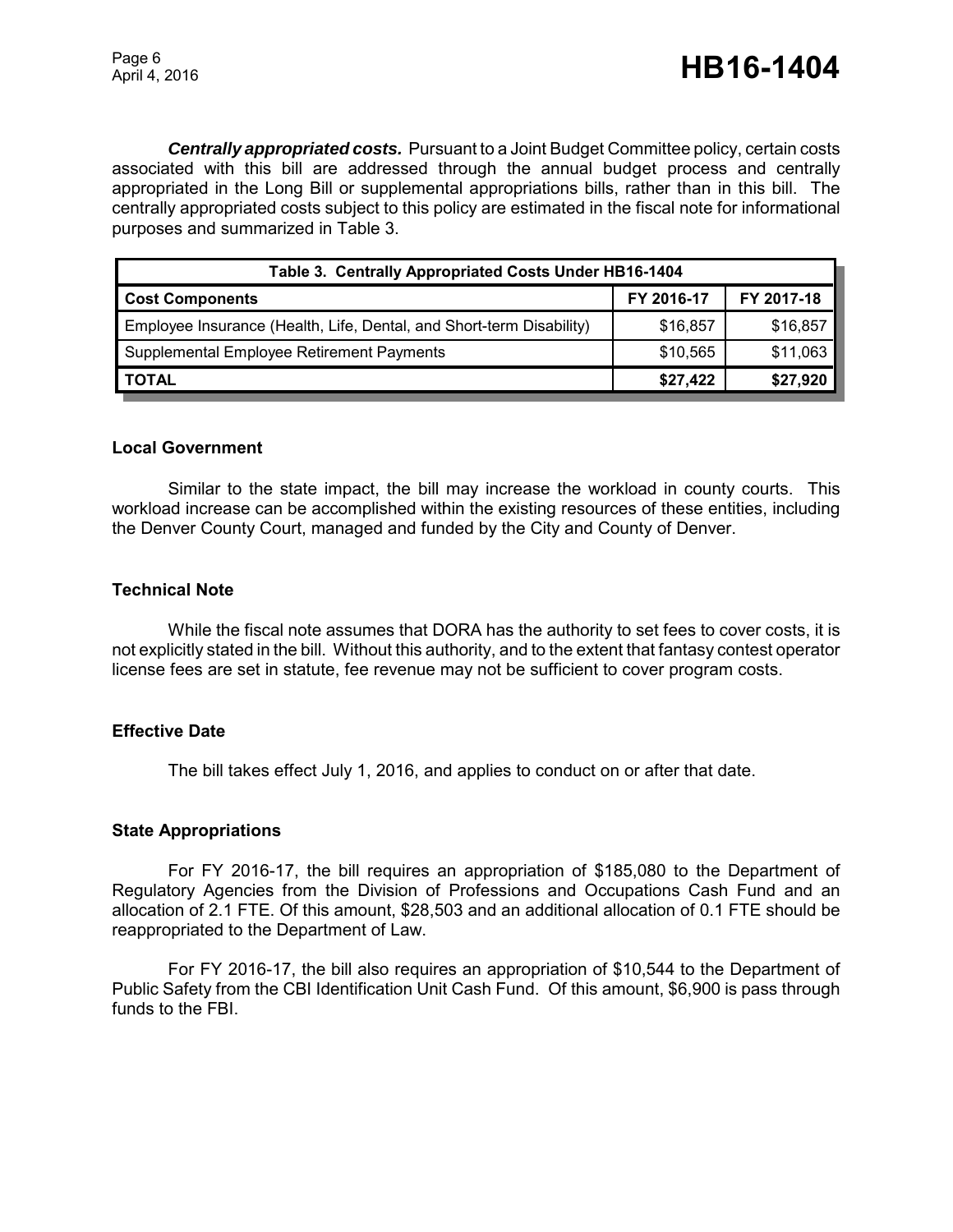***Centrally appropriated costs.*** Pursuant to a Joint Budget Committee policy, certain costs associated with this bill are addressed through the annual budget process and centrally appropriated in the Long Bill or supplemental appropriations bills, rather than in this bill. The centrally appropriated costs subject to this policy are estimated in the fiscal note for informational purposes and summarized in Table 3.

| Table 3. Centrally Appropriated Costs Under HB16-1404 | | |
|---|---|---|
| **Cost Components** | **FY 2016-17** | **FY 2017-18** |
| Employee Insurance (Health, Life, Dental, and Short-term Disability) | $16,857 | $16,857 |
| Supplemental Employee Retirement Payments | $10,565 | $11,063 |
| **TOTAL** | **$27,422** | **$27,920** |

### Local Government

Similar to the state impact, the bill may increase the workload in county courts. This workload increase can be accomplished within the existing resources of these entities, including the Denver County Court, managed and funded by the City and County of Denver.

### Technical Note

While the fiscal note assumes that DORA has the authority to set fees to cover costs, it is not explicitly stated in the bill. Without this authority, and to the extent that fantasy contest operator license fees are set in statute, fee revenue may not be sufficient to cover program costs.

### Effective Date

The bill takes effect July 1, 2016, and applies to conduct on or after that date.

### State Appropriations

For FY 2016-17, the bill requires an appropriation of $185,080 to the Department of Regulatory Agencies from the Division of Professions and Occupations Cash Fund and an allocation of 2.1 FTE. Of this amount, $28,503 and an additional allocation of 0.1 FTE should be reappropriated to the Department of Law.

For FY 2016-17, the bill also requires an appropriation of $10,544 to the Department of Public Safety from the CBI Identification Unit Cash Fund. Of this amount, $6,900 is pass through funds to the FBI.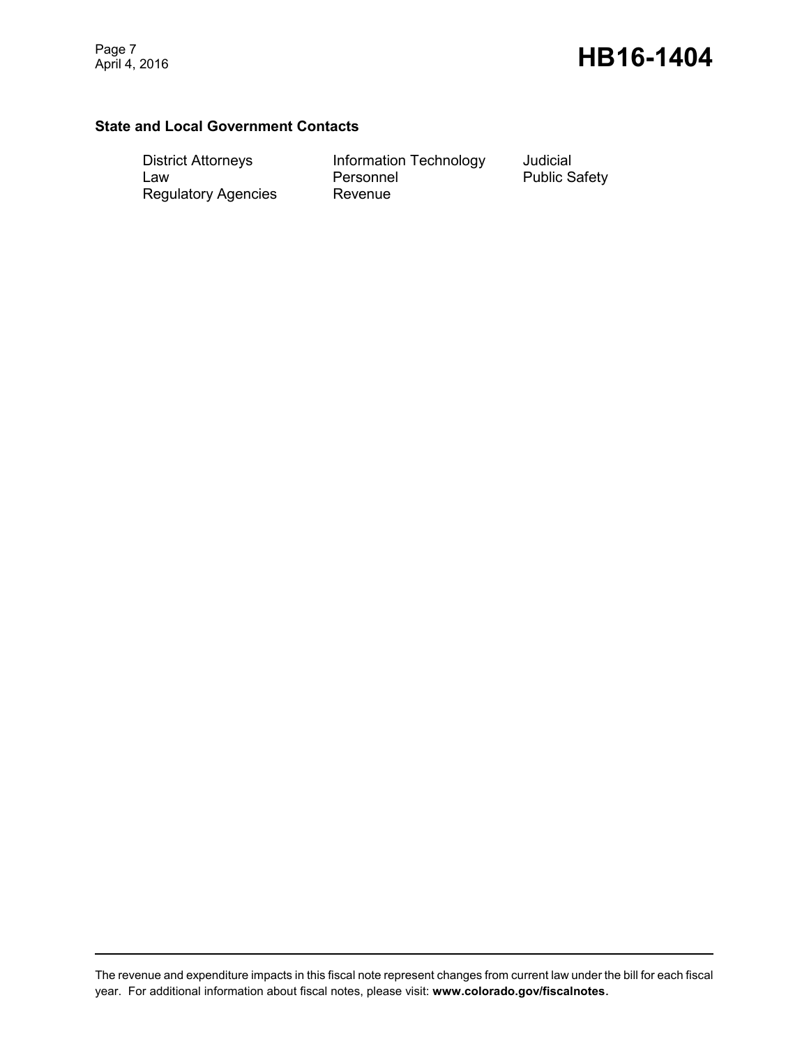**State and Local Government Contacts**

| | | |
|---|---|---|
| District Attorneys | Information Technology | Judicial |
| Law | Personnel | Public Safety |
| Regulatory Agencies | Revenue | |

---

The revenue and expenditure impacts in this fiscal note represent changes from current law under the bill for each fiscal year. For additional information about fiscal notes, please visit: **www.colorado.gov/fiscalnotes.**